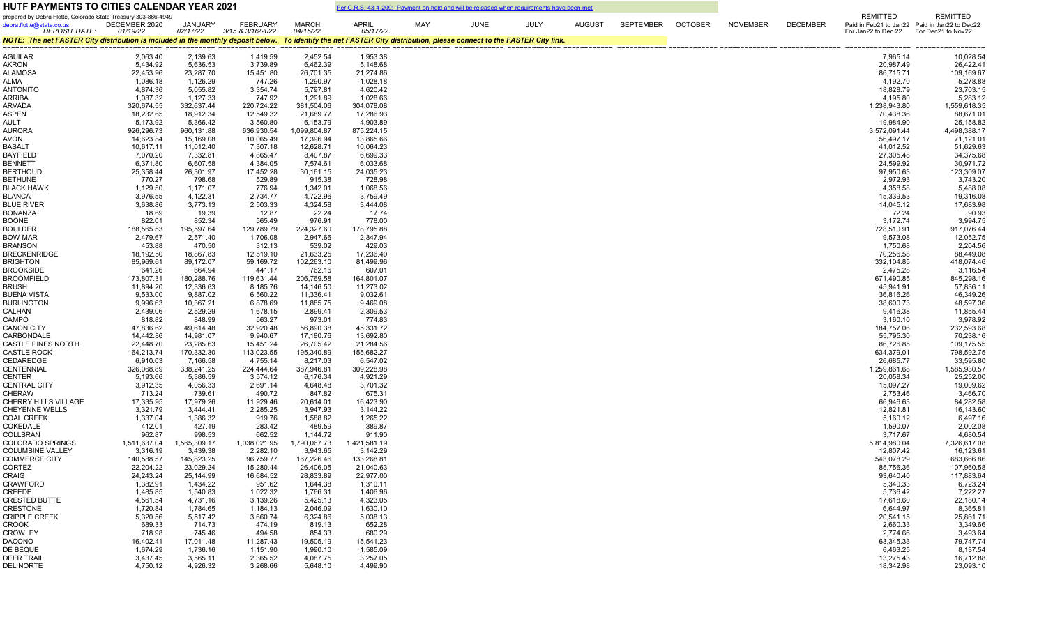# HUTF PAYMENTS TO CITIES CALENDAR YEAR 2021

Per C.R.S. 43-4-209: Payment on hold and will be released when requirements have been met

prepared by Debra Flotte, Colorado State Treasury 303-866-4949
debra.flotte@state.co.us

*NOTE: The net FASTER City distribution is included in the monthly deposit below. To identify the net FASTER City distribution, please connect to the FASTER City link.*

| | DECEMBER 2020 | JANUARY | FEBRUARY | MARCH | APRIL | MAY | JUNE | JULY | AUGUST | SEPTEMBER | OCTOBER | NOVEMBER | DECEMBER | REMITTED Paid in Feb21 to Jan22 For Jan22 to Dec 22 | REMITTED Paid in Jan22 to Dec22 For Dec21 to Nov22 |
|---|---|---|---|---|---|---|---|---|---|---|---|---|---|---|---|
| DEPOSIT DATE: | 01/19/22 | 02/17/22 | 3/15 & 3/16/2022 | 04/15/22 | 05/17/22 | | | | | | | | | | |
| AGUILAR | 2,063.40 | 2,139.63 | 1,419.59 | 2,452.54 | 1,953.38 | | | | | | | | | 7,965.14 | 10,028.54 |
| AKRON | 5,434.92 | 5,636.53 | 3,739.89 | 6,462.39 | 5,148.68 | | | | | | | | | 20,987.49 | 26,422.41 |
| ALAMOSA | 22,453.96 | 23,287.70 | 15,451.80 | 26,701.35 | 21,274.86 | | | | | | | | | 86,715.71 | 109,169.67 |
| ALMA | 1,086.18 | 1,126.29 | 747.26 | 1,290.97 | 1,028.18 | | | | | | | | | 4,192.70 | 5,278.88 |
| ANTONITO | 4,874.36 | 5,055.82 | 3,354.74 | 5,797.81 | 4,620.42 | | | | | | | | | 18,828.79 | 23,703.15 |
| ARRIBA | 1,087.32 | 1,127.33 | 747.92 | 1,291.89 | 1,028.66 | | | | | | | | | 4,195.80 | 5,283.12 |
| ARVADA | 320,674.55 | 332,637.44 | 220,724.22 | 381,504.06 | 304,078.08 | | | | | | | | | 1,238,943.80 | 1,559,618.35 |
| ASPEN | 18,232.65 | 18,912.34 | 12,549.32 | 21,689.77 | 17,286.93 | | | | | | | | | 70,438.36 | 88,671.01 |
| AULT | 5,173.92 | 5,366.42 | 3,560.80 | 6,153.79 | 4,903.89 | | | | | | | | | 19,984.90 | 25,158.82 |
| AURORA | 926,296.73 | 960,131.88 | 636,930.54 | 1,099,804.87 | 875,224.15 | | | | | | | | | 3,572,091.44 | 4,498,388.17 |
| AVON | 14,623.84 | 15,169.08 | 10,065.49 | 17,396.94 | 13,865.66 | | | | | | | | | 56,497.17 | 71,121.01 |
| BASALT | 10,617.11 | 11,012.40 | 7,307.18 | 12,628.71 | 10,064.23 | | | | | | | | | 41,012.52 | 51,629.63 |
| BAYFIELD | 7,070.20 | 7,332.81 | 4,865.47 | 8,407.87 | 6,699.33 | | | | | | | | | 27,305.48 | 34,375.68 |
| BENNETT | 6,371.80 | 6,607.58 | 4,384.05 | 7,574.61 | 6,033.68 | | | | | | | | | 24,599.92 | 30,971.72 |
| BERTHOUD | 25,358.44 | 26,301.97 | 17,452.28 | 30,161.15 | 24,035.23 | | | | | | | | | 97,950.63 | 123,309.07 |
| BETHUNE | 770.27 | 798.68 | 529.89 | 915.38 | 728.98 | | | | | | | | | 2,972.93 | 3,743.20 |
| BLACK HAWK | 1,129.50 | 1,171.07 | 776.94 | 1,342.01 | 1,068.56 | | | | | | | | | 4,358.58 | 5,488.08 |
| BLANCA | 3,976.55 | 4,122.31 | 2,734.77 | 4,722.96 | 3,759.49 | | | | | | | | | 15,339.53 | 19,316.08 |
| BLUE RIVER | 3,638.86 | 3,773.13 | 2,503.33 | 4,324.58 | 3,444.08 | | | | | | | | | 14,045.12 | 17,683.98 |
| BONANZA | 18.69 | 19.39 | 12.87 | 22.24 | 17.74 | | | | | | | | | 72.24 | 90.93 |
| BOONE | 822.01 | 852.34 | 565.49 | 976.91 | 778.00 | | | | | | | | | 3,172.74 | 3,994.75 |
| BOULDER | 188,565.53 | 195,597.64 | 129,789.79 | 224,327.60 | 178,795.88 | | | | | | | | | 728,510.91 | 917,076.44 |
| BOW MAR | 2,479.67 | 2,571.40 | 1,706.08 | 2,947.66 | 2,347.94 | | | | | | | | | 9,573.08 | 12,052.75 |
| BRANSON | 453.88 | 470.50 | 312.13 | 539.02 | 429.03 | | | | | | | | | 1,750.68 | 2,204.56 |
| BRECKENRIDGE | 18,192.50 | 18,867.83 | 12,519.10 | 21,633.25 | 17,236.40 | | | | | | | | | 70,256.58 | 88,449.08 |
| BRIGHTON | 85,969.61 | 89,172.07 | 59,169.72 | 102,263.10 | 81,499.96 | | | | | | | | | 332,104.85 | 418,074.46 |
| BROOKSIDE | 641.26 | 664.94 | 441.17 | 762.16 | 607.01 | | | | | | | | | 2,475.28 | 3,116.54 |
| BROOMFIELD | 173,807.31 | 180,288.76 | 119,631.44 | 206,769.58 | 164,801.07 | | | | | | | | | 671,490.85 | 845,298.16 |
| BRUSH | 11,894.20 | 12,336.63 | 8,185.76 | 14,146.50 | 11,273.02 | | | | | | | | | 45,941.91 | 57,836.11 |
| BUENA VISTA | 9,533.00 | 9,887.02 | 6,560.22 | 11,336.41 | 9,032.61 | | | | | | | | | 36,816.26 | 46,349.26 |
| BURLINGTON | 9,996.63 | 10,367.21 | 6,878.69 | 11,885.75 | 9,469.08 | | | | | | | | | 38,600.73 | 48,597.36 |
| CALHAN | 2,439.06 | 2,529.29 | 1,678.15 | 2,899.41 | 2,309.53 | | | | | | | | | 9,416.38 | 11,855.44 |
| CAMPO | 818.82 | 848.99 | 563.27 | 973.01 | 774.83 | | | | | | | | | 3,160.10 | 3,978.92 |
| CANON CITY | 47,836.62 | 49,614.48 | 32,920.48 | 56,890.38 | 45,331.72 | | | | | | | | | 184,757.06 | 232,593.68 |
| CARBONDALE | 14,442.86 | 14,981.07 | 9,940.67 | 17,180.76 | 13,692.80 | | | | | | | | | 55,795.30 | 70,238.16 |
| CASTLE PINES NORTH | 22,448.70 | 23,285.63 | 15,451.24 | 26,705.42 | 21,284.56 | | | | | | | | | 86,726.85 | 109,175.55 |
| CASTLE ROCK | 164,213.74 | 170,332.30 | 113,023.55 | 195,340.89 | 155,682.27 | | | | | | | | | 634,379.01 | 798,592.75 |
| CEDAREDGE | 6,910.03 | 7,166.58 | 4,755.14 | 8,217.03 | 6,547.02 | | | | | | | | | 26,685.77 | 33,595.80 |
| CENTENNIAL | 326,068.89 | 338,241.25 | 224,444.64 | 387,946.81 | 309,228.98 | | | | | | | | | 1,259,861.68 | 1,585,930.57 |
| CENTER | 5,193.66 | 5,386.59 | 3,574.12 | 6,176.34 | 4,921.29 | | | | | | | | | 20,058.34 | 25,252.00 |
| CENTRAL CITY | 3,912.35 | 4,056.33 | 2,691.14 | 4,648.48 | 3,701.32 | | | | | | | | | 15,097.27 | 19,009.62 |
| CHERAW | 713.24 | 739.61 | 490.72 | 847.82 | 675.31 | | | | | | | | | 2,753.46 | 3,466.70 |
| CHERRY HILLS VILLAGE | 17,335.95 | 17,979.26 | 11,929.46 | 20,614.01 | 16,423.90 | | | | | | | | | 66,946.63 | 84,282.58 |
| CHEYENNE WELLS | 3,321.79 | 3,444.41 | 2,285.25 | 3,947.93 | 3,144.22 | | | | | | | | | 12,821.81 | 16,143.60 |
| COAL CREEK | 1,337.04 | 1,386.32 | 919.76 | 1,588.82 | 1,265.22 | | | | | | | | | 5,160.12 | 6,497.16 |
| COKEDALE | 412.01 | 427.19 | 283.42 | 489.59 | 389.87 | | | | | | | | | 1,590.07 | 2,002.08 |
| COLLBRAN | 962.87 | 998.53 | 662.52 | 1,144.72 | 911.90 | | | | | | | | | 3,717.67 | 4,680.54 |
| COLORADO SPRINGS | 1,511,637.04 | 1,565,309.17 | 1,038,021.95 | 1,790,067.73 | 1,421,581.19 | | | | | | | | | 5,814,980.04 | 7,326,617.08 |
| COLUMBINE VALLEY | 3,316.19 | 3,439.38 | 2,282.10 | 3,943.65 | 3,142.29 | | | | | | | | | 12,807.42 | 16,123.61 |
| COMMERCE CITY | 140,588.57 | 145,823.25 | 96,759.77 | 167,226.46 | 133,268.81 | | | | | | | | | 543,078.29 | 683,666.86 |
| CORTEZ | 22,204.22 | 23,029.24 | 15,280.44 | 26,406.05 | 21,040.63 | | | | | | | | | 85,756.36 | 107,960.58 |
| CRAIG | 24,243.24 | 25,144.99 | 16,684.52 | 28,833.89 | 22,977.00 | | | | | | | | | 93,640.40 | 117,883.64 |
| CRAWFORD | 1,382.91 | 1,434.22 | 951.62 | 1,644.38 | 1,310.11 | | | | | | | | | 5,340.33 | 6,723.24 |
| CREEDE | 1,485.85 | 1,540.83 | 1,022.32 | 1,766.31 | 1,406.96 | | | | | | | | | 5,736.42 | 7,222.27 |
| CRESTED BUTTE | 4,561.54 | 4,731.16 | 3,139.26 | 5,425.13 | 4,323.05 | | | | | | | | | 17,618.60 | 22,180.14 |
| CRESTONE | 1,720.84 | 1,784.65 | 1,184.13 | 2,046.09 | 1,630.10 | | | | | | | | | 6,644.97 | 8,365.81 |
| CRIPPLE CREEK | 5,320.56 | 5,517.42 | 3,660.74 | 6,324.86 | 5,038.13 | | | | | | | | | 20,541.15 | 25,861.71 |
| CROOK | 689.33 | 714.73 | 474.19 | 819.13 | 652.28 | | | | | | | | | 2,660.33 | 3,349.66 |
| CROWLEY | 718.98 | 745.46 | 494.58 | 854.33 | 680.29 | | | | | | | | | 2,774.66 | 3,493.64 |
| DACONO | 16,402.41 | 17,011.48 | 11,287.43 | 19,505.19 | 15,541.23 | | | | | | | | | 63,345.33 | 79,747.74 |
| DE BEQUE | 1,674.29 | 1,736.16 | 1,151.90 | 1,990.10 | 1,585.09 | | | | | | | | | 6,463.25 | 8,137.54 |
| DEER TRAIL | 3,437.45 | 3,565.11 | 2,365.52 | 4,087.75 | 3,257.05 | | | | | | | | | 13,275.43 | 16,712.88 |
| DEL NORTE | 4,750.12 | 4,926.32 | 3,268.66 | 5,648.10 | 4,499.90 | | | | | | | | | 18,342.98 | 23,093.10 |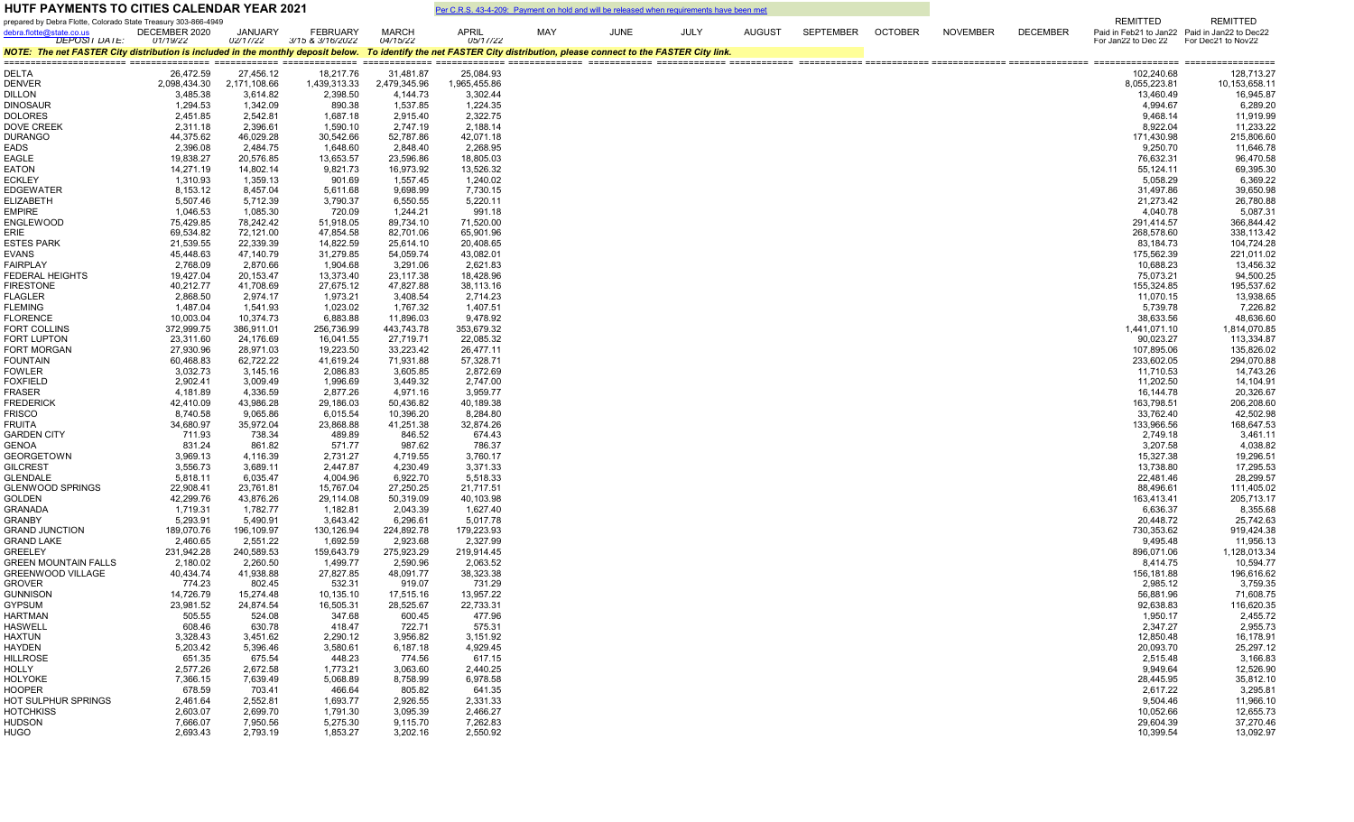# HUTF PAYMENTS TO CITIES CALENDAR YEAR 2021

Per C.R.S. 43-4-209: Payment on hold and will be released when requirements have been met

prepared by Debra Flotte, Colorado State Treasury 303-866-4949

debra.flotte@state.co.us

*NOTE: The net FASTER City distribution is included in the monthly deposit below. To identify the net FASTER City distribution, please connect to the FASTER City link.*

| | DECEMBER 2020 | JANUARY | FEBRUARY | MARCH | APRIL | MAY | JUNE | JULY | AUGUST | SEPTEMBER | OCTOBER | NOVEMBER | DECEMBER | REMITTED Paid in Feb21 to Jan22 For Jan22 to Dec 22 | REMITTED Paid in Jan22 to Dec22 For Dec21 to Nov22 |
|---|---|---|---|---|---|---|---|---|---|---|---|---|---|---|---|
| DEPOSIT DATE: | 01/19/22 | 02/17/22 | 3/15 & 3/16/2022 | 04/15/22 | 05/17/22 | | | | | | | | | | |
| DELTA | 26,472.59 | 27,456.12 | 18,217.76 | 31,481.87 | 25,084.93 | | | | | | | | | 102,240.68 | 128,713.27 |
| DENVER | 2,098,434.30 | 2,171,108.66 | 1,439,313.33 | 2,479,345.96 | 1,965,455.86 | | | | | | | | | 8,055,223.81 | 10,153,658.11 |
| DILLON | 3,485.38 | 3,614.82 | 2,398.50 | 4,144.73 | 3,302.44 | | | | | | | | | 13,460.49 | 16,945.87 |
| DINOSAUR | 1,294.53 | 1,342.09 | 890.38 | 1,537.85 | 1,224.35 | | | | | | | | | 4,994.67 | 6,289.20 |
| DOLORES | 2,451.85 | 2,542.81 | 1,687.18 | 2,915.40 | 2,322.75 | | | | | | | | | 9,468.14 | 11,919.99 |
| DOVE CREEK | 2,311.18 | 2,396.61 | 1,590.10 | 2,747.19 | 2,188.14 | | | | | | | | | 8,922.04 | 11,233.22 |
| DURANGO | 44,375.62 | 46,029.28 | 30,542.66 | 52,787.86 | 42,071.18 | | | | | | | | | 171,430.98 | 215,806.60 |
| EADS | 2,396.08 | 2,484.75 | 1,648.60 | 2,848.40 | 2,268.95 | | | | | | | | | 9,250.70 | 11,646.78 |
| EAGLE | 19,838.27 | 20,576.85 | 13,653.57 | 23,596.86 | 18,805.03 | | | | | | | | | 76,632.31 | 96,470.58 |
| EATON | 14,271.19 | 14,802.14 | 9,821.73 | 16,973.92 | 13,526.32 | | | | | | | | | 55,124.11 | 69,395.30 |
| ECKLEY | 1,310.93 | 1,359.13 | 901.69 | 1,557.45 | 1,240.02 | | | | | | | | | 5,058.29 | 6,369.22 |
| EDGEWATER | 8,153.12 | 8,457.04 | 5,611.68 | 9,698.99 | 7,730.15 | | | | | | | | | 31,497.86 | 39,650.98 |
| ELIZABETH | 5,507.46 | 5,712.39 | 3,790.37 | 6,550.55 | 5,220.11 | | | | | | | | | 21,273.42 | 26,780.88 |
| EMPIRE | 1,046.53 | 1,085.30 | 720.09 | 1,244.21 | 991.18 | | | | | | | | | 4,040.78 | 5,087.31 |
| ENGLEWOOD | 75,429.85 | 78,242.42 | 51,918.05 | 89,734.10 | 71,520.00 | | | | | | | | | 291,414.57 | 366,844.42 |
| ERIE | 69,534.82 | 72,121.00 | 47,854.58 | 82,701.06 | 65,901.96 | | | | | | | | | 268,578.60 | 338,113.42 |
| ESTES PARK | 21,539.55 | 22,339.39 | 14,822.59 | 25,614.10 | 20,408.65 | | | | | | | | | 83,184.73 | 104,724.28 |
| EVANS | 45,448.63 | 47,140.79 | 31,279.85 | 54,059.74 | 43,082.01 | | | | | | | | | 175,562.39 | 221,011.02 |
| FAIRPLAY | 2,768.09 | 2,870.66 | 1,904.68 | 3,291.06 | 2,621.83 | | | | | | | | | 10,688.23 | 13,456.32 |
| FEDERAL HEIGHTS | 19,427.04 | 20,153.47 | 13,373.40 | 23,117.38 | 18,428.96 | | | | | | | | | 75,073.21 | 94,500.25 |
| FIRESTONE | 40,212.77 | 41,708.69 | 27,675.12 | 47,827.88 | 38,113.16 | | | | | | | | | 155,324.85 | 195,537.62 |
| FLAGLER | 2,868.50 | 2,974.17 | 1,973.21 | 3,408.54 | 2,714.23 | | | | | | | | | 11,070.15 | 13,938.65 |
| FLEMING | 1,487.04 | 1,541.93 | 1,023.02 | 1,767.32 | 1,407.51 | | | | | | | | | 5,739.78 | 7,226.82 |
| FLORENCE | 10,003.04 | 10,374.73 | 6,883.88 | 11,896.03 | 9,478.92 | | | | | | | | | 38,633.56 | 48,636.60 |
| FORT COLLINS | 372,999.75 | 386,911.01 | 256,736.99 | 443,743.78 | 353,679.32 | | | | | | | | | 1,441,071.10 | 1,814,070.85 |
| FORT LUPTON | 23,311.60 | 24,176.69 | 16,041.55 | 27,719.71 | 22,085.32 | | | | | | | | | 90,023.27 | 113,334.87 |
| FORT MORGAN | 27,930.96 | 28,971.03 | 19,223.50 | 33,223.42 | 26,477.11 | | | | | | | | | 107,895.06 | 135,826.02 |
| FOUNTAIN | 60,468.83 | 62,722.22 | 41,619.24 | 71,931.88 | 57,328.71 | | | | | | | | | 233,602.05 | 294,070.88 |
| FOWLER | 3,032.73 | 3,145.16 | 2,086.83 | 3,605.85 | 2,872.69 | | | | | | | | | 11,710.53 | 14,743.26 |
| FOXFIELD | 2,902.41 | 3,009.49 | 1,996.69 | 3,449.32 | 2,747.00 | | | | | | | | | 11,202.50 | 14,104.91 |
| FRASER | 4,181.89 | 4,336.59 | 2,877.26 | 4,971.16 | 3,959.77 | | | | | | | | | 16,144.78 | 20,326.67 |
| FREDERICK | 42,410.09 | 43,986.28 | 29,186.03 | 50,436.82 | 40,189.38 | | | | | | | | | 163,798.51 | 206,208.60 |
| FRISCO | 8,740.58 | 9,065.86 | 6,015.54 | 10,396.20 | 8,284.80 | | | | | | | | | 33,762.40 | 42,502.98 |
| FRUITA | 34,680.97 | 35,972.04 | 23,868.88 | 41,251.38 | 32,874.26 | | | | | | | | | 133,966.56 | 168,647.53 |
| GARDEN CITY | 711.93 | 738.34 | 489.89 | 846.52 | 674.43 | | | | | | | | | 2,749.18 | 3,461.11 |
| GENOA | 831.24 | 861.82 | 571.77 | 987.62 | 786.37 | | | | | | | | | 3,207.58 | 4,038.82 |
| GEORGETOWN | 3,969.13 | 4,116.39 | 2,731.27 | 4,719.55 | 3,760.17 | | | | | | | | | 15,327.38 | 19,296.51 |
| GILCREST | 3,556.73 | 3,689.11 | 2,447.87 | 4,230.49 | 3,371.33 | | | | | | | | | 13,738.80 | 17,295.53 |
| GLENDALE | 5,818.11 | 6,035.47 | 4,004.96 | 6,922.70 | 5,518.33 | | | | | | | | | 22,481.46 | 28,299.57 |
| GLENWOOD SPRINGS | 22,908.41 | 23,761.81 | 15,767.04 | 27,250.25 | 21,717.51 | | | | | | | | | 88,496.61 | 111,405.02 |
| GOLDEN | 42,299.76 | 43,876.26 | 29,114.08 | 50,319.09 | 40,103.98 | | | | | | | | | 163,413.41 | 205,713.17 |
| GRANADA | 1,719.31 | 1,782.77 | 1,182.81 | 2,043.39 | 1,627.40 | | | | | | | | | 6,636.37 | 8,355.68 |
| GRANBY | 5,293.91 | 5,490.91 | 3,643.42 | 6,296.61 | 5,017.78 | | | | | | | | | 20,448.72 | 25,742.63 |
| GRAND JUNCTION | 189,070.76 | 196,109.97 | 130,126.94 | 224,892.78 | 179,223.93 | | | | | | | | | 730,353.62 | 919,424.38 |
| GRAND LAKE | 2,460.65 | 2,551.22 | 1,692.59 | 2,923.68 | 2,327.99 | | | | | | | | | 9,495.48 | 11,956.13 |
| GREELEY | 231,942.28 | 240,589.53 | 159,643.79 | 275,923.29 | 219,914.45 | | | | | | | | | 896,071.06 | 1,128,013.34 |
| GREEN MOUNTAIN FALLS | 2,180.02 | 2,260.50 | 1,499.77 | 2,590.96 | 2,063.52 | | | | | | | | | 8,414.75 | 10,594.77 |
| GREENWOOD VILLAGE | 40,434.74 | 41,938.88 | 27,827.85 | 48,091.77 | 38,323.38 | | | | | | | | | 156,181.88 | 196,616.62 |
| GROVER | 774.23 | 802.45 | 532.31 | 919.07 | 731.29 | | | | | | | | | 2,985.12 | 3,759.35 |
| GUNNISON | 14,726.79 | 15,274.48 | 10,135.10 | 17,515.16 | 13,957.22 | | | | | | | | | 56,881.96 | 71,608.75 |
| GYPSUM | 23,981.52 | 24,874.54 | 16,505.31 | 28,525.67 | 22,733.31 | | | | | | | | | 92,638.83 | 116,620.35 |
| HARTMAN | 505.55 | 524.08 | 347.68 | 600.45 | 477.96 | | | | | | | | | 1,950.17 | 2,455.72 |
| HASWELL | 608.46 | 630.78 | 418.47 | 722.71 | 575.31 | | | | | | | | | 2,347.27 | 2,955.73 |
| HAXTUN | 3,328.43 | 3,451.62 | 2,290.12 | 3,956.82 | 3,151.92 | | | | | | | | | 12,850.48 | 16,178.91 |
| HAYDEN | 5,203.42 | 5,396.46 | 3,580.61 | 6,187.18 | 4,929.45 | | | | | | | | | 20,093.70 | 25,297.12 |
| HILLROSE | 651.35 | 675.54 | 448.23 | 774.56 | 617.15 | | | | | | | | | 2,515.48 | 3,166.83 |
| HOLLY | 2,577.26 | 2,672.58 | 1,773.21 | 3,063.60 | 2,440.25 | | | | | | | | | 9,949.64 | 12,526.90 |
| HOLYOKE | 7,366.15 | 7,639.49 | 5,068.89 | 8,758.99 | 6,978.58 | | | | | | | | | 28,445.95 | 35,812.10 |
| HOOPER | 678.59 | 703.41 | 466.64 | 805.82 | 641.35 | | | | | | | | | 2,617.22 | 3,295.81 |
| HOT SULPHUR SPRINGS | 2,461.64 | 2,552.81 | 1,693.77 | 2,926.55 | 2,331.33 | | | | | | | | | 9,504.46 | 11,966.10 |
| HOTCHKISS | 2,603.07 | 2,699.70 | 1,791.30 | 3,095.39 | 2,466.27 | | | | | | | | | 10,052.66 | 12,655.73 |
| HUDSON | 7,666.07 | 7,950.56 | 5,275.30 | 9,115.70 | 7,262.83 | | | | | | | | | 29,604.39 | 37,270.46 |
| HUGO | 2,693.43 | 2,793.19 | 1,853.27 | 3,202.16 | 2,550.92 | | | | | | | | | 10,399.54 | 13,092.97 |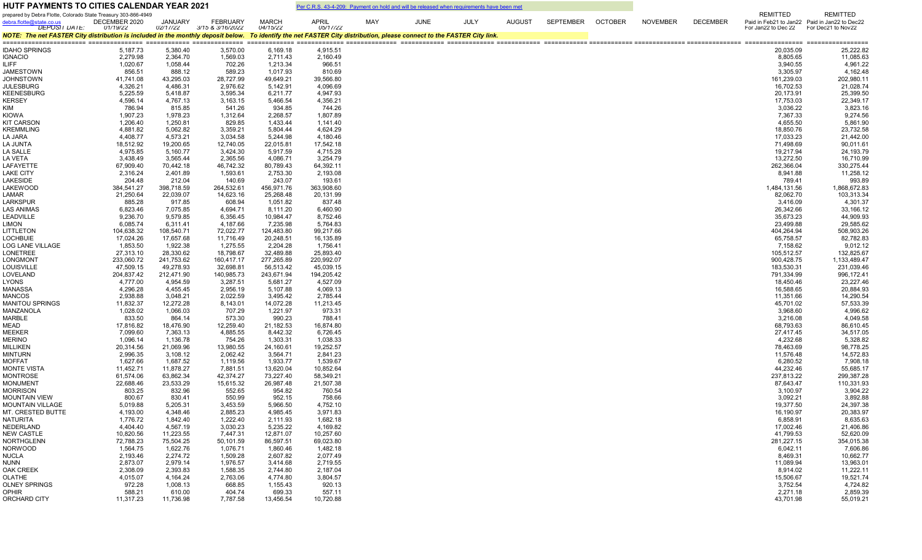# HUTF PAYMENTS TO CITIES CALENDAR YEAR 2021

Per C.R.S. 43-4-209: Payment on hold and will be released when requirements have been met

prepared by Debra Flotte, Colorado State Treasury 303-866-4949

debra.flotte@state.co.us

NOTE: The net FASTER City distribution is included in the monthly deposit below. To identify the net FASTER City distribution, please connect to the FASTER City link.

| DEPOSIT DATE: | DECEMBER 2020 | JANUARY | FEBRUARY | MARCH | APRIL | MAY | JUNE | JULY | AUGUST | SEPTEMBER | OCTOBER | NOVEMBER | DECEMBER | REMITTED | REMITTED |
|---|---|---|---|---|---|---|---|---|---|---|---|---|---|---|---|
| | 01/19/22 | 02/17/22 | 3/15 & 3/16/2022 | 04/15/22 | 05/17/22 | | | | | | | | | Paid in Feb21 to Jan22 For Jan22 to Dec 22 | Paid in Jan22 to Dec22 For Dec21 to Nov22 |
| IDAHO SPRINGS | 5,187.73 | 5,380.40 | 3,570.00 | 6,169.18 | 4,915.51 | | | | | | | | | 20,035.09 | 25,222.82 |
| IGNACIO | 2,279.98 | 2,364.70 | 1,569.03 | 2,711.43 | 2,160.49 | | | | | | | | | 8,805.65 | 11,085.63 |
| ILIFF | 1,020.67 | 1,058.44 | 702.26 | 1,213.34 | 966.51 | | | | | | | | | 3,940.55 | 4,961.22 |
| JAMESTOWN | 856.51 | 888.12 | 589.23 | 1,017.93 | 810.69 | | | | | | | | | 3,305.97 | 4,162.48 |
| JOHNSTOWN | 41,741.08 | 43,295.03 | 28,727.99 | 49,649.21 | 39,566.80 | | | | | | | | | 161,239.03 | 202,980.11 |
| JULESBURG | 4,326.21 | 4,486.31 | 2,976.62 | 5,142.91 | 4,096.69 | | | | | | | | | 16,702.53 | 21,028.74 |
| KEENESBURG | 5,225.59 | 5,418.87 | 3,595.34 | 6,211.77 | 4,947.93 | | | | | | | | | 20,173.91 | 25,399.50 |
| KERSEY | 4,596.14 | 4,767.13 | 3,163.15 | 5,466.54 | 4,356.21 | | | | | | | | | 17,753.03 | 22,349.17 |
| KIM | 786.94 | 815.85 | 541.26 | 934.85 | 744.26 | | | | | | | | | 3,036.22 | 3,823.16 |
| KIOWA | 1,907.23 | 1,978.23 | 1,312.64 | 2,268.57 | 1,807.89 | | | | | | | | | 7,367.33 | 9,274.56 |
| KIT CARSON | 1,206.40 | 1,250.81 | 829.85 | 1,433.44 | 1,141.40 | | | | | | | | | 4,655.50 | 5,861.90 |
| KREMMLING | 4,881.82 | 5,062.82 | 3,359.21 | 5,804.44 | 4,624.29 | | | | | | | | | 18,850.76 | 23,732.58 |
| LA JARA | 4,408.77 | 4,573.21 | 3,034.58 | 5,244.98 | 4,180.46 | | | | | | | | | 17,033.23 | 21,442.00 |
| LA JUNTA | 18,512.92 | 19,200.65 | 12,740.05 | 22,015.81 | 17,542.18 | | | | | | | | | 71,498.69 | 90,011.61 |
| LA SALLE | 4,975.85 | 5,160.77 | 3,424.30 | 5,917.59 | 4,715.28 | | | | | | | | | 19,217.94 | 24,193.79 |
| LA VETA | 3,438.49 | 3,565.44 | 2,365.56 | 4,086.71 | 3,254.79 | | | | | | | | | 13,272.50 | 16,710.99 |
| LAFAYETTE | 67,909.40 | 70,442.18 | 46,742.32 | 80,789.43 | 64,392.11 | | | | | | | | | 262,366.04 | 330,275.44 |
| LAKE CITY | 2,316.24 | 2,401.89 | 1,593.61 | 2,753.30 | 2,193.08 | | | | | | | | | 8,941.88 | 11,258.12 |
| LAKESIDE | 204.48 | 212.04 | 140.69 | 243.07 | 193.61 | | | | | | | | | 789.41 | 993.89 |
| LAKEWOOD | 384,541.27 | 398,718.59 | 264,532.61 | 456,971.76 | 363,908.60 | | | | | | | | | 1,484,131.56 | 1,868,672.83 |
| LAMAR | 21,250.64 | 22,039.07 | 14,623.16 | 25,268.48 | 20,131.99 | | | | | | | | | 82,062.70 | 103,313.34 |
| LARKSPUR | 885.28 | 917.85 | 608.94 | 1,051.82 | 837.48 | | | | | | | | | 3,416.09 | 4,301.37 |
| LAS ANIMAS | 6,823.46 | 7,075.85 | 4,694.71 | 8,111.20 | 6,460.90 | | | | | | | | | 26,342.66 | 33,166.12 |
| LEADVILLE | 9,236.70 | 9,579.85 | 6,356.45 | 10,984.47 | 8,752.46 | | | | | | | | | 35,673.23 | 44,909.93 |
| LIMON | 6,085.74 | 6,311.41 | 4,187.66 | 7,235.98 | 5,764.83 | | | | | | | | | 23,499.88 | 29,585.62 |
| LITTLETON | 104,638.32 | 108,540.71 | 72,022.77 | 124,483.80 | 99,217.66 | | | | | | | | | 404,264.94 | 508,903.26 |
| LOCHBUIE | 17,024.26 | 17,657.68 | 11,716.49 | 20,248.51 | 16,135.89 | | | | | | | | | 65,758.57 | 82,782.83 |
| LOG LANE VILLAGE | 1,853.50 | 1,922.38 | 1,275.55 | 2,204.28 | 1,756.41 | | | | | | | | | 7,158.62 | 9,012.12 |
| LONETREE | 27,313.10 | 28,330.62 | 18,798.67 | 32,489.88 | 25,893.40 | | | | | | | | | 105,512.57 | 132,825.67 |
| LONGMONT | 233,060.72 | 241,753.62 | 160,417.17 | 277,265.89 | 220,992.07 | | | | | | | | | 900,428.75 | 1,133,489.47 |
| LOUISVILLE | 47,509.15 | 49,278.93 | 32,698.81 | 56,513.42 | 45,039.15 | | | | | | | | | 183,530.31 | 231,039.46 |
| LOVELAND | 204,837.42 | 212,471.90 | 140,985.73 | 243,671.94 | 194,205.42 | | | | | | | | | 791,334.99 | 996,172.41 |
| LYONS | 4,777.00 | 4,954.59 | 3,287.51 | 5,681.27 | 4,527.09 | | | | | | | | | 18,450.46 | 23,227.46 |
| MANASSA | 4,296.28 | 4,455.45 | 2,956.19 | 5,107.88 | 4,069.13 | | | | | | | | | 16,588.65 | 20,884.93 |
| MANCOS | 2,938.88 | 3,048.21 | 2,022.59 | 3,495.42 | 2,785.44 | | | | | | | | | 11,351.66 | 14,290.54 |
| MANITOU SPRINGS | 11,832.37 | 12,272.28 | 8,143.01 | 14,072.28 | 11,213.45 | | | | | | | | | 45,701.02 | 57,533.39 |
| MANZANOLA | 1,028.02 | 1,066.03 | 707.29 | 1,221.97 | 973.31 | | | | | | | | | 3,968.60 | 4,996.62 |
| MARBLE | 833.50 | 864.14 | 573.30 | 990.23 | 788.41 | | | | | | | | | 3,216.08 | 4,049.58 |
| MEAD | 17,816.82 | 18,476.90 | 12,259.40 | 21,182.53 | 16,874.80 | | | | | | | | | 68,793.63 | 86,610.45 |
| MEEKER | 7,099.60 | 7,363.13 | 4,885.55 | 8,442.32 | 6,726.45 | | | | | | | | | 27,417.45 | 34,517.05 |
| MERINO | 1,096.14 | 1,136.78 | 754.26 | 1,303.31 | 1,038.33 | | | | | | | | | 4,232.68 | 5,328.82 |
| MILLIKEN | 20,314.56 | 21,069.96 | 13,980.55 | 24,160.61 | 19,252.57 | | | | | | | | | 78,463.69 | 98,778.25 |
| MINTURN | 2,996.35 | 3,108.12 | 2,062.42 | 3,564.71 | 2,841.23 | | | | | | | | | 11,576.48 | 14,572.83 |
| MOFFAT | 1,627.66 | 1,687.52 | 1,119.56 | 1,933.77 | 1,539.67 | | | | | | | | | 6,280.52 | 7,908.18 |
| MONTE VISTA | 11,452.71 | 11,878.27 | 7,881.51 | 13,620.04 | 10,852.64 | | | | | | | | | 44,232.46 | 55,685.17 |
| MONTROSE | 61,574.06 | 63,862.34 | 42,374.27 | 73,227.40 | 58,349.21 | | | | | | | | | 237,813.22 | 299,387.28 |
| MONUMENT | 22,688.46 | 23,533.29 | 15,615.32 | 26,987.48 | 21,507.38 | | | | | | | | | 87,643.47 | 110,331.93 |
| MORRISON | 803.25 | 832.96 | 552.65 | 954.82 | 760.54 | | | | | | | | | 3,100.97 | 3,904.22 |
| MOUNTAIN VIEW | 800.67 | 830.41 | 550.99 | 952.15 | 758.66 | | | | | | | | | 3,092.21 | 3,892.88 |
| MOUNTAIN VILLAGE | 5,019.88 | 5,205.31 | 3,453.59 | 5,966.50 | 4,752.10 | | | | | | | | | 19,377.50 | 24,397.38 |
| MT. CRESTED BUTTE | 4,193.00 | 4,348.46 | 2,885.23 | 4,985.45 | 3,971.83 | | | | | | | | | 16,190.97 | 20,383.97 |
| NATURITA | 1,776.72 | 1,842.40 | 1,222.40 | 2,111.93 | 1,682.18 | | | | | | | | | 6,858.91 | 8,635.63 |
| NEDERLAND | 4,404.40 | 4,567.19 | 3,030.23 | 5,235.22 | 4,169.82 | | | | | | | | | 17,002.46 | 21,406.86 |
| NEW CASTLE | 10,820.56 | 11,223.55 | 7,447.31 | 12,871.07 | 10,257.60 | | | | | | | | | 41,799.53 | 52,620.09 |
| NORTHGLENN | 72,788.23 | 75,504.25 | 50,101.59 | 86,597.51 | 69,023.80 | | | | | | | | | 281,227.15 | 354,015.38 |
| NORWOOD | 1,564.75 | 1,622.76 | 1,076.71 | 1,860.46 | 1,482.18 | | | | | | | | | 6,042.11 | 7,606.86 |
| NUCLA | 2,193.46 | 2,274.72 | 1,509.28 | 2,607.82 | 2,077.49 | | | | | | | | | 8,469.31 | 10,662.77 |
| NUNN | 2,873.07 | 2,979.14 | 1,976.57 | 3,414.68 | 2,719.55 | | | | | | | | | 11,089.94 | 13,963.01 |
| OAK CREEK | 2,308.09 | 2,393.83 | 1,588.35 | 2,744.80 | 2,187.04 | | | | | | | | | 8,914.02 | 11,222.11 |
| OLATHE | 4,015.07 | 4,164.24 | 2,763.06 | 4,774.80 | 3,804.57 | | | | | | | | | 15,506.67 | 19,521.74 |
| OLNEY SPRINGS | 972.28 | 1,008.13 | 668.85 | 1,155.43 | 920.13 | | | | | | | | | 3,752.54 | 4,724.82 |
| OPHIR | 588.21 | 610.00 | 404.74 | 699.33 | 557.11 | | | | | | | | | 2,271.18 | 2,859.39 |
| ORCHARD CITY | 11,317.23 | 11,736.98 | 7,787.58 | 13,456.54 | 10,720.88 | | | | | | | | | 43,701.98 | 55,019.21 |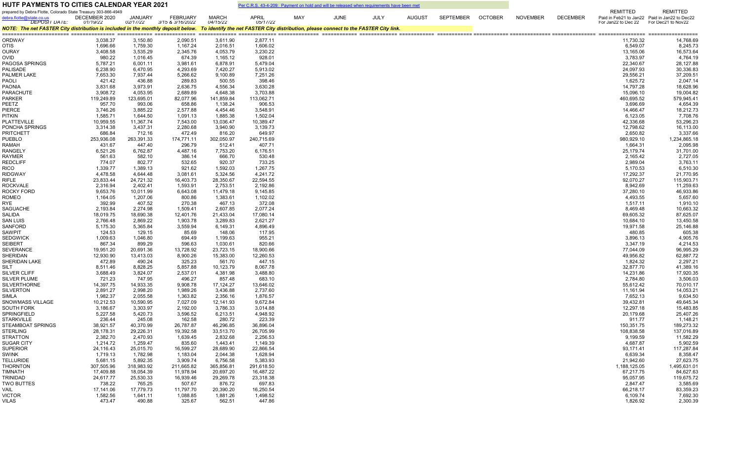# HUTF PAYMENTS TO CITIES CALENDAR YEAR 2021

Per C.R.S. 43-4-209: Payment on hold and will be released when requirements have been met

prepared by Debra Flotte, Colorado State Treasury 303-866-4949
debra.flotte@state.co.us

***NOTE: The net FASTER City distribution is included in the monthly deposit below. To identify the net FASTER City distribution, please connect to the FASTER City link.***

| DEPOSIT DATE: | DECEMBER 2020 01/19/22 | JANUARY 02/17/22 | FEBRUARY 3/15 & 3/16/2022 | MARCH 04/15/22 | APRIL 05/17/22 | MAY | JUNE | JULY | AUGUST | SEPTEMBER | OCTOBER | NOVEMBER | DECEMBER | REMITTED Paid in Feb21 to Jan22 For Jan22 to Dec 22 | REMITTED Paid in Jan22 to Dec22 For Dec21 to Nov22 |
|---|---|---|---|---|---|---|---|---|---|---|---|---|---|---|---|
| ORDWAY | 3,038.37 | 3,150.80 | 2,090.51 | 3,611.90 | 2,877.11 | | | | | | | | | 11,730.32 | 14,768.69 |
| OTIS | 1,696.66 | 1,759.30 | 1,167.24 | 2,016.51 | 1,606.02 | | | | | | | | | 6,549.07 | 8,245.73 |
| OURAY | 3,408.58 | 3,535.29 | 2,345.76 | 4,053.79 | 3,230.22 | | | | | | | | | 13,165.06 | 16,573.64 |
| OVID | 980.22 | 1,016.45 | 674.39 | 1,165.12 | 928.01 | | | | | | | | | 3,783.97 | 4,764.19 |
| PAGOSA SPRINGS | 5,787.21 | 6,001.11 | 3,981.61 | 6,878.91 | 5,479.04 | | | | | | | | | 22,340.67 | 28,127.88 |
| PALISADE | 6,238.90 | 6,470.95 | 4,293.69 | 7,420.27 | 5,913.02 | | | | | | | | | 24,097.93 | 30,336.83 |
| PALMER LAKE | 7,653.30 | 7,937.44 | 5,266.62 | 9,100.89 | 7,251.26 | | | | | | | | | 29,556.21 | 37,209.51 |
| PAOLI | 421.42 | 436.88 | 289.83 | 500.55 | 398.46 | | | | | | | | | 1,625.72 | 2,047.14 |
| PAONIA | 3,831.68 | 3,973.91 | 2,636.75 | 4,556.34 | 3,630.28 | | | | | | | | | 14,797.28 | 18,628.96 |
| PARACHUTE | 3,908.72 | 4,053.95 | 2,689.89 | 4,648.38 | 3,703.88 | | | | | | | | | 15,096.10 | 19,004.82 |
| PARKER | 119,249.89 | 123,695.01 | 82,077.96 | 141,859.84 | 113,062.71 | | | | | | | | | 460,695.52 | 579,945.41 |
| PEETZ | 957.70 | 993.06 | 658.86 | 1,138.24 | 906.53 | | | | | | | | | 3,696.69 | 4,654.39 |
| PIERCE | 3,746.26 | 3,885.22 | 2,577.88 | 4,454.46 | 3,548.91 | | | | | | | | | 14,466.47 | 18,212.73 |
| PITKIN | 1,585.71 | 1,644.50 | 1,091.13 | 1,885.38 | 1,502.04 | | | | | | | | | 6,123.05 | 7,708.76 |
| PLATTEVILLE | 10,959.55 | 11,367.74 | 7,543.00 | 13,036.47 | 10,389.47 | | | | | | | | | 42,336.68 | 53,296.23 |
| PONCHA SPRINGS | 3,314.38 | 3,437.31 | 2,280.68 | 3,940.90 | 3,139.73 | | | | | | | | | 12,798.62 | 16,113.00 |
| PRITCHETT | 686.84 | 712.16 | 472.49 | 816.20 | 649.97 | | | | | | | | | 2,650.82 | 3,337.66 |
| PUEBLO | 253,936.08 | 263,391.33 | 174,771.11 | 302,050.97 | 240,715.69 | | | | | | | | | 980,929.10 | 1,234,865.18 |
| RAMAH | 431.67 | 447.40 | 296.79 | 512.41 | 407.71 | | | | | | | | | 1,664.31 | 2,095.98 |
| RANGELY | 6,521.26 | 6,762.87 | 4,487.16 | 7,753.20 | 6,176.51 | | | | | | | | | 25,179.74 | 31,701.00 |
| RAYMER | 561.63 | 582.10 | 386.14 | 666.70 | 530.48 | | | | | | | | | 2,165.42 | 2,727.05 |
| REDCLIFF | 774.07 | 802.77 | 532.65 | 920.37 | 733.25 | | | | | | | | | 2,989.04 | 3,763.11 |
| RICO | 1,339.77 | 1,389.13 | 921.62 | 1,592.03 | 1,267.75 | | | | | | | | | 5,170.53 | 6,510.30 |
| RIDGWAY | 4,478.58 | 4,644.48 | 3,081.61 | 5,324.56 | 4,241.72 | | | | | | | | | 17,292.37 | 21,770.95 |
| RIFLE | 23,833.44 | 24,721.32 | 16,403.73 | 28,350.67 | 22,594.55 | | | | | | | | | 92,070.27 | 115,903.71 |
| ROCKVALE | 2,316.94 | 2,402.41 | 1,593.91 | 2,753.51 | 2,192.86 | | | | | | | | | 8,942.69 | 11,259.63 |
| ROCKY FORD | 9,653.76 | 10,011.99 | 6,643.08 | 11,479.18 | 9,145.85 | | | | | | | | | 37,280.10 | 46,933.86 |
| ROMEO | 1,164.05 | 1,207.06 | 800.86 | 1,383.61 | 1,102.02 | | | | | | | | | 4,493.55 | 5,657.60 |
| RYE | 392.99 | 407.52 | 270.38 | 467.13 | 372.08 | | | | | | | | | 1,517.11 | 1,910.10 |
| SAGUACHE | 2,193.84 | 2,274.98 | 1,509.41 | 2,607.85 | 2,077.24 | | | | | | | | | 8,469.48 | 10,663.32 |
| SALIDA | 18,019.75 | 18,690.38 | 12,401.76 | 21,433.04 | 17,080.14 | | | | | | | | | 69,605.32 | 87,625.07 |
| SAN LUIS | 2,766.48 | 2,869.22 | 1,903.78 | 3,289.83 | 2,621.27 | | | | | | | | | 10,684.10 | 13,450.58 |
| SANFORD | 5,175.30 | 5,365.84 | 3,559.94 | 6,149.31 | 4,896.49 | | | | | | | | | 19,971.58 | 25,146.88 |
| SAWPIT | 124.53 | 129.15 | 85.69 | 148.06 | 117.95 | | | | | | | | | 480.85 | 605.38 |
| SEDGWICK | 1,009.63 | 1,046.80 | 694.49 | 1,199.63 | 955.21 | | | | | | | | | 3,896.13 | 4,905.76 |
| SEIBERT | 867.34 | 899.29 | 596.63 | 1,030.61 | 820.66 | | | | | | | | | 3,347.19 | 4,214.53 |
| SEVERANCE | 19,951.20 | 20,691.36 | 13,728.92 | 23,723.15 | 18,900.66 | | | | | | | | | 77,044.09 | 96,995.29 |
| SHERIDAN | 12,930.90 | 13,413.03 | 8,900.26 | 15,383.00 | 12,260.53 | | | | | | | | | 49,956.82 | 62,887.72 |
| SHERIDAN LAKE | 472.89 | 490.24 | 325.23 | 561.70 | 447.15 | | | | | | | | | 1,824.32 | 2,297.21 |
| SILT | 8,511.46 | 8,828.25 | 5,857.88 | 10,123.79 | 8,067.78 | | | | | | | | | 32,877.70 | 41,389.16 |
| SILVER CLIFF | 3,688.49 | 3,824.07 | 2,537.01 | 4,381.98 | 3,488.80 | | | | | | | | | 14,231.86 | 17,920.35 |
| SILVER PLUME | 721.23 | 747.95 | 496.27 | 857.48 | 683.10 | | | | | | | | | 2,784.80 | 3,506.03 |
| SILVERTHORNE | 14,397.75 | 14,933.35 | 9,908.78 | 17,124.27 | 13,646.02 | | | | | | | | | 55,612.42 | 70,010.17 |
| SILVERTON | 2,891.27 | 2,998.20 | 1,989.26 | 3,436.88 | 2,737.60 | | | | | | | | | 11,161.94 | 14,053.21 |
| SIMLA | 1,982.37 | 2,055.58 | 1,363.82 | 2,356.16 | 1,876.57 | | | | | | | | | 7,652.13 | 9,634.50 |
| SNOWMASS VILLAGE | 10,212.53 | 10,590.95 | 7,027.09 | 12,141.93 | 9,672.84 | | | | | | | | | 39,432.81 | 49,645.34 |
| SOUTH FORK | 3,186.67 | 3,303.97 | 2,192.00 | 3,786.33 | 3,014.88 | | | | | | | | | 12,297.18 | 15,483.85 |
| SPRINGFIELD | 5,227.58 | 5,420.73 | 3,596.52 | 6,213.51 | 4,948.92 | | | | | | | | | 20,179.68 | 25,407.26 |
| STARKVILLE | 236.44 | 245.08 | 162.58 | 280.72 | 223.39 | | | | | | | | | 911.77 | 1,148.21 |
| STEAMBOAT SPRINGS | 38,921.57 | 40,370.99 | 26,787.87 | 46,296.85 | 36,896.04 | | | | | | | | | 150,351.75 | 189,273.32 |
| STERLING | 28,178.31 | 29,226.31 | 19,392.58 | 33,513.70 | 26,705.99 | | | | | | | | | 108,838.58 | 137,016.89 |
| STRATTON | 2,382.70 | 2,470.93 | 1,639.45 | 2,832.68 | 2,256.53 | | | | | | | | | 9,199.59 | 11,582.29 |
| SUGAR CITY | 1,214.72 | 1,259.47 | 835.60 | 1,443.41 | 1,149.39 | | | | | | | | | 4,687.87 | 5,902.59 |
| SUPERIOR | 24,116.43 | 25,015.70 | 16,599.27 | 28,689.90 | 22,866.54 | | | | | | | | | 93,171.41 | 117,287.84 |
| SWINK | 1,719.13 | 1,782.98 | 1,183.04 | 2,044.38 | 1,628.94 | | | | | | | | | 6,639.34 | 8,358.47 |
| TELLURIDE | 5,681.15 | 5,892.35 | 3,909.74 | 6,756.58 | 5,383.93 | | | | | | | | | 21,942.60 | 27,623.75 |
| THORNTON | 307,505.96 | 318,983.92 | 211,665.82 | 365,856.81 | 291,618.50 | | | | | | | | | 1,188,125.05 | 1,495,631.01 |
| TIMNATH | 17,409.88 | 18,054.39 | 11,978.94 | 20,697.20 | 16,487.22 | | | | | | | | | 67,217.75 | 84,627.63 |
| TRINIDAD | 24,617.77 | 25,530.33 | 16,939.46 | 29,269.78 | 23,318.38 | | | | | | | | | 95,057.95 | 119,675.72 |
| TWO BUTTES | 738.22 | 765.25 | 507.67 | 876.72 | 697.83 | | | | | | | | | 2,847.47 | 3,585.69 |
| VAIL | 17,141.06 | 17,779.73 | 11,797.70 | 20,390.20 | 16,250.54 | | | | | | | | | 66,218.17 | 83,359.23 |
| VICTOR | 1,582.56 | 1,641.11 | 1,088.85 | 1,881.26 | 1,498.52 | | | | | | | | | 6,109.74 | 7,692.30 |
| VILAS | 473.47 | 490.88 | 325.67 | 562.51 | 447.86 | | | | | | | | | 1,826.92 | 2,300.39 |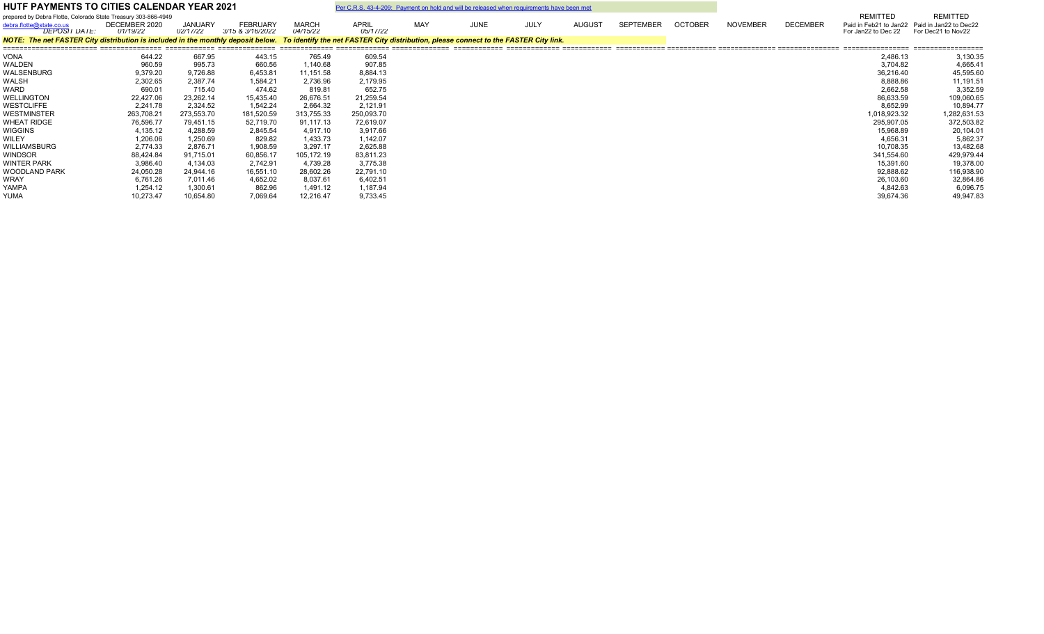# HUTF PAYMENTS TO CITIES CALENDAR YEAR 2021

Per C.R.S. 43-4-209: Payment on hold and will be released when requirements have been met

prepared by Debra Flotte, Colorado State Treasury 303-866-4949

debra.flotte@state.co.us

***NOTE: The net FASTER City distribution is included in the monthly deposit below. To identify the net FASTER City distribution, please connect to the FASTER City link.***

| | DECEMBER 2020 | JANUARY | FEBRUARY | MARCH | APRIL | MAY | JUNE | JULY | AUGUST | SEPTEMBER | OCTOBER | NOVEMBER | DECEMBER | REMITTED Paid in Feb21 to Jan22 For Jan22 to Dec 22 | REMITTED Paid in Jan22 to Dec22 For Dec21 to Nov22 |
|---|---|---|---|---|---|---|---|---|---|---|---|---|---|---|---|
| *DEPOSIT DATE:* | *01/19/22* | *02/17/22* | *3/15 & 3/16/2022* | *04/15/22* | *05/17/22* | | | | | | | | | | |
| VONA | 644.22 | 667.95 | 443.15 | 765.49 | 609.54 | | | | | | | | | 2,486.13 | 3,130.35 |
| WALDEN | 960.59 | 995.73 | 660.56 | 1,140.68 | 907.85 | | | | | | | | | 3,704.82 | 4,665.41 |
| WALSENBURG | 9,379.20 | 9,726.88 | 6,453.81 | 11,151.58 | 8,884.13 | | | | | | | | | 36,216.40 | 45,595.60 |
| WALSH | 2,302.65 | 2,387.74 | 1,584.21 | 2,736.96 | 2,179.95 | | | | | | | | | 8,888.86 | 11,191.51 |
| WARD | 690.01 | 715.40 | 474.62 | 819.81 | 652.75 | | | | | | | | | 2,662.58 | 3,352.59 |
| WELLINGTON | 22,427.06 | 23,262.14 | 15,435.40 | 26,676.51 | 21,259.54 | | | | | | | | | 86,633.59 | 109,060.65 |
| WESTCLIFFE | 2,241.78 | 2,324.52 | 1,542.24 | 2,664.32 | 2,121.91 | | | | | | | | | 8,652.99 | 10,894.77 |
| WESTMINSTER | 263,708.21 | 273,553.70 | 181,520.59 | 313,755.33 | 250,093.70 | | | | | | | | | 1,018,923.32 | 1,282,631.53 |
| WHEAT RIDGE | 76,596.77 | 79,451.15 | 52,719.70 | 91,117.13 | 72,619.07 | | | | | | | | | 295,907.05 | 372,503.82 |
| WIGGINS | 4,135.12 | 4,288.59 | 2,845.54 | 4,917.10 | 3,917.66 | | | | | | | | | 15,968.89 | 20,104.01 |
| WILEY | 1,206.06 | 1,250.69 | 829.82 | 1,433.73 | 1,142.07 | | | | | | | | | 4,656.31 | 5,862.37 |
| WILLIAMSBURG | 2,774.33 | 2,876.71 | 1,908.59 | 3,297.17 | 2,625.88 | | | | | | | | | 10,708.35 | 13,482.68 |
| WINDSOR | 88,424.84 | 91,715.01 | 60,856.17 | 105,172.19 | 83,811.23 | | | | | | | | | 341,554.60 | 429,979.44 |
| WINTER PARK | 3,986.40 | 4,134.03 | 2,742.91 | 4,739.28 | 3,775.38 | | | | | | | | | 15,391.60 | 19,378.00 |
| WOODLAND PARK | 24,050.28 | 24,944.16 | 16,551.10 | 28,602.26 | 22,791.10 | | | | | | | | | 92,888.62 | 116,938.90 |
| WRAY | 6,761.26 | 7,011.46 | 4,652.02 | 8,037.61 | 6,402.51 | | | | | | | | | 26,103.60 | 32,864.86 |
| YAMPA | 1,254.12 | 1,300.61 | 862.96 | 1,491.12 | 1,187.94 | | | | | | | | | 4,842.63 | 6,096.75 |
| YUMA | 10,273.47 | 10,654.80 | 7,069.64 | 12,216.47 | 9,733.45 | | | | | | | | | 39,674.36 | 49,947.83 |